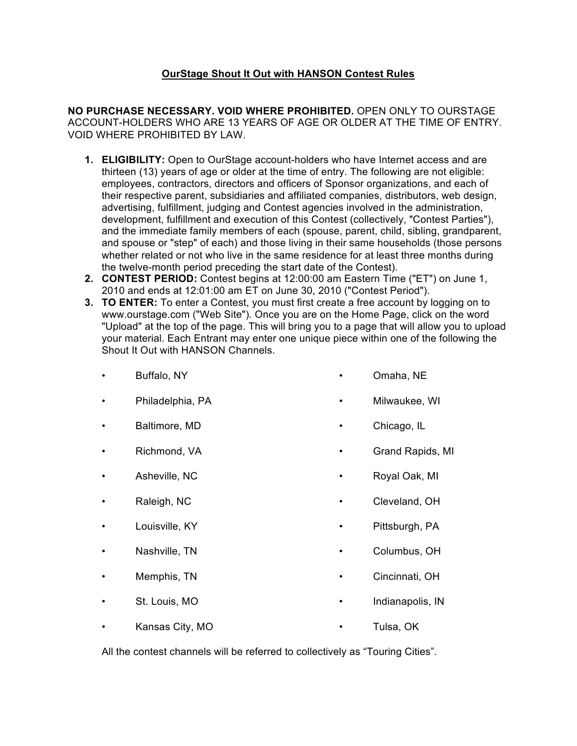# OurStage Shout It Out with HANSON Contest Rules

**NO PURCHASE NECESSARY. VOID WHERE PROHIBITED.** OPEN ONLY TO OURSTAGE ACCOUNT-HOLDERS WHO ARE 13 YEARS OF AGE OR OLDER AT THE TIME OF ENTRY. VOID WHERE PROHIBITED BY LAW.

1. **ELIGIBILITY:** Open to OurStage account-holders who have Internet access and are thirteen (13) years of age or older at the time of entry. The following are not eligible: employees, contractors, directors and officers of Sponsor organizations, and each of their respective parent, subsidiaries and affiliated companies, distributors, web design, advertising, fulfillment, judging and Contest agencies involved in the administration, development, fulfillment and execution of this Contest (collectively, "Contest Parties"), and the immediate family members of each (spouse, parent, child, sibling, grandparent, and spouse or "step" of each) and those living in their same households (those persons whether related or not who live in the same residence for at least three months during the twelve-month period preceding the start date of the Contest).
2. **CONTEST PERIOD:** Contest begins at 12:00:00 am Eastern Time ("ET") on June 1, 2010 and ends at 12:01:00 am ET on June 30, 2010 ("Contest Period").
3. **TO ENTER:** To enter a Contest, you must first create a free account by logging on to www.ourstage.com ("Web Site"). Once you are on the Home Page, click on the word "Upload" at the top of the page. This will bring you to a page that will allow you to upload your material. Each Entrant may enter one unique piece within one of the following the Shout It Out with HANSON Channels.

   - Buffalo, NY
   - Philadelphia, PA
   - Baltimore, MD
   - Richmond, VA
   - Asheville, NC
   - Raleigh, NC
   - Louisville, KY
   - Nashville, TN
   - Memphis, TN
   - St. Louis, MO
   - Kansas City, MO
   - Omaha, NE
   - Milwaukee, WI
   - Chicago, IL
   - Grand Rapids, MI
   - Royal Oak, MI
   - Cleveland, OH
   - Pittsburgh, PA
   - Columbus, OH
   - Cincinnati, OH
   - Indianapolis, IN
   - Tulsa, OK

   All the contest channels will be referred to collectively as "Touring Cities".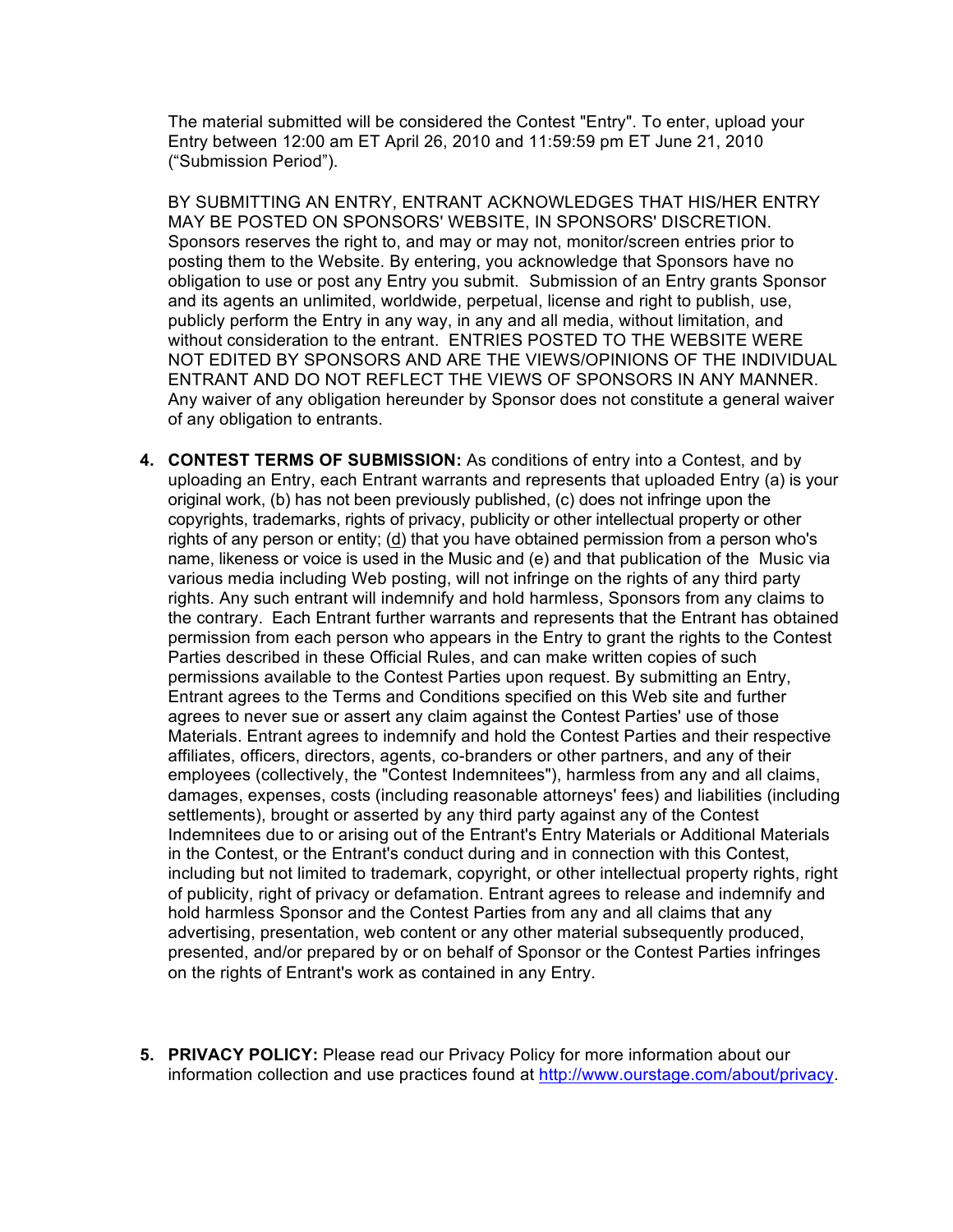The material submitted will be considered the Contest "Entry". To enter, upload your Entry between 12:00 am ET April 26, 2010 and 11:59:59 pm ET June 21, 2010 ("Submission Period").

BY SUBMITTING AN ENTRY, ENTRANT ACKNOWLEDGES THAT HIS/HER ENTRY MAY BE POSTED ON SPONSORS' WEBSITE, IN SPONSORS' DISCRETION. Sponsors reserves the right to, and may or may not, monitor/screen entries prior to posting them to the Website. By entering, you acknowledge that Sponsors have no obligation to use or post any Entry you submit. Submission of an Entry grants Sponsor and its agents an unlimited, worldwide, perpetual, license and right to publish, use, publicly perform the Entry in any way, in any and all media, without limitation, and without consideration to the entrant. ENTRIES POSTED TO THE WEBSITE WERE NOT EDITED BY SPONSORS AND ARE THE VIEWS/OPINIONS OF THE INDIVIDUAL ENTRANT AND DO NOT REFLECT THE VIEWS OF SPONSORS IN ANY MANNER. Any waiver of any obligation hereunder by Sponsor does not constitute a general waiver of any obligation to entrants.

4. **CONTEST TERMS OF SUBMISSION:** As conditions of entry into a Contest, and by uploading an Entry, each Entrant warrants and represents that uploaded Entry (a) is your original work, (b) has not been previously published, (c) does not infringe upon the copyrights, trademarks, rights of privacy, publicity or other intellectual property or other rights of any person or entity; (d) that you have obtained permission from a person who's name, likeness or voice is used in the Music and (e) and that publication of the Music via various media including Web posting, will not infringe on the rights of any third party rights. Any such entrant will indemnify and hold harmless, Sponsors from any claims to the contrary. Each Entrant further warrants and represents that the Entrant has obtained permission from each person who appears in the Entry to grant the rights to the Contest Parties described in these Official Rules, and can make written copies of such permissions available to the Contest Parties upon request. By submitting an Entry, Entrant agrees to the Terms and Conditions specified on this Web site and further agrees to never sue or assert any claim against the Contest Parties' use of those Materials. Entrant agrees to indemnify and hold the Contest Parties and their respective affiliates, officers, directors, agents, co-branders or other partners, and any of their employees (collectively, the "Contest Indemnitees"), harmless from any and all claims, damages, expenses, costs (including reasonable attorneys' fees) and liabilities (including settlements), brought or asserted by any third party against any of the Contest Indemnitees due to or arising out of the Entrant's Entry Materials or Additional Materials in the Contest, or the Entrant's conduct during and in connection with this Contest, including but not limited to trademark, copyright, or other intellectual property rights, right of publicity, right of privacy or defamation. Entrant agrees to release and indemnify and hold harmless Sponsor and the Contest Parties from any and all claims that any advertising, presentation, web content or any other material subsequently produced, presented, and/or prepared by or on behalf of Sponsor or the Contest Parties infringes on the rights of Entrant's work as contained in any Entry.

5. **PRIVACY POLICY:** Please read our Privacy Policy for more information about our information collection and use practices found at http://www.ourstage.com/about/privacy.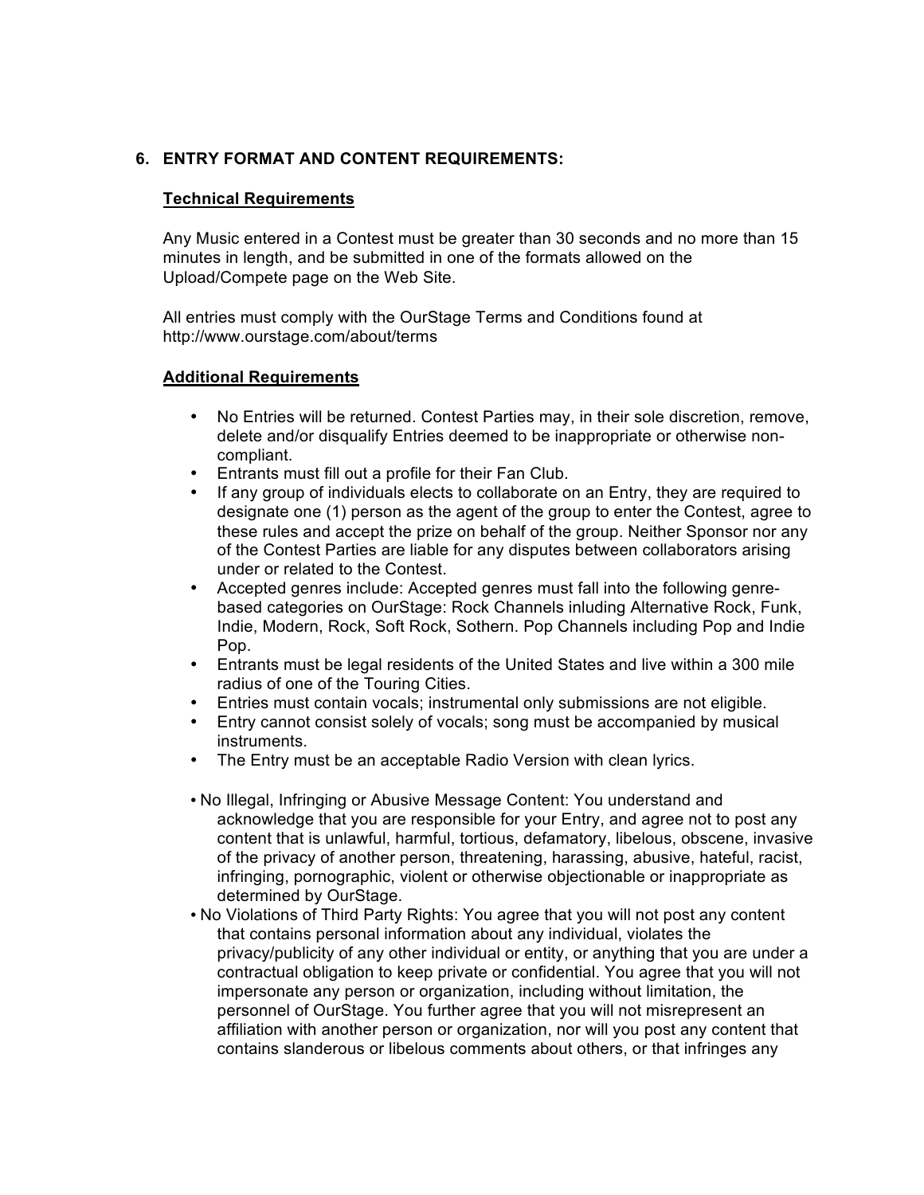## 6. ENTRY FORMAT AND CONTENT REQUIREMENTS:

### Technical Requirements

Any Music entered in a Contest must be greater than 30 seconds and no more than 15 minutes in length, and be submitted in one of the formats allowed on the Upload/Compete page on the Web Site.

All entries must comply with the OurStage Terms and Conditions found at http://www.ourstage.com/about/terms

### Additional Requirements

- No Entries will be returned. Contest Parties may, in their sole discretion, remove, delete and/or disqualify Entries deemed to be inappropriate or otherwise non-compliant.
- Entrants must fill out a profile for their Fan Club.
- If any group of individuals elects to collaborate on an Entry, they are required to designate one (1) person as the agent of the group to enter the Contest, agree to these rules and accept the prize on behalf of the group. Neither Sponsor nor any of the Contest Parties are liable for any disputes between collaborators arising under or related to the Contest.
- Accepted genres include: Accepted genres must fall into the following genre-based categories on OurStage: Rock Channels inluding Alternative Rock, Funk, Indie, Modern, Rock, Soft Rock, Sothern. Pop Channels including Pop and Indie Pop.
- Entrants must be legal residents of the United States and live within a 300 mile radius of one of the Touring Cities.
- Entries must contain vocals; instrumental only submissions are not eligible.
- Entry cannot consist solely of vocals; song must be accompanied by musical instruments.
- The Entry must be an acceptable Radio Version with clean lyrics.

- No Illegal, Infringing or Abusive Message Content: You understand and acknowledge that you are responsible for your Entry, and agree not to post any content that is unlawful, harmful, tortious, defamatory, libelous, obscene, invasive of the privacy of another person, threatening, harassing, abusive, hateful, racist, infringing, pornographic, violent or otherwise objectionable or inappropriate as determined by OurStage.
- No Violations of Third Party Rights: You agree that you will not post any content that contains personal information about any individual, violates the privacy/publicity of any other individual or entity, or anything that you are under a contractual obligation to keep private or confidential. You agree that you will not impersonate any person or organization, including without limitation, the personnel of OurStage. You further agree that you will not misrepresent an affiliation with another person or organization, nor will you post any content that contains slanderous or libelous comments about others, or that infringes any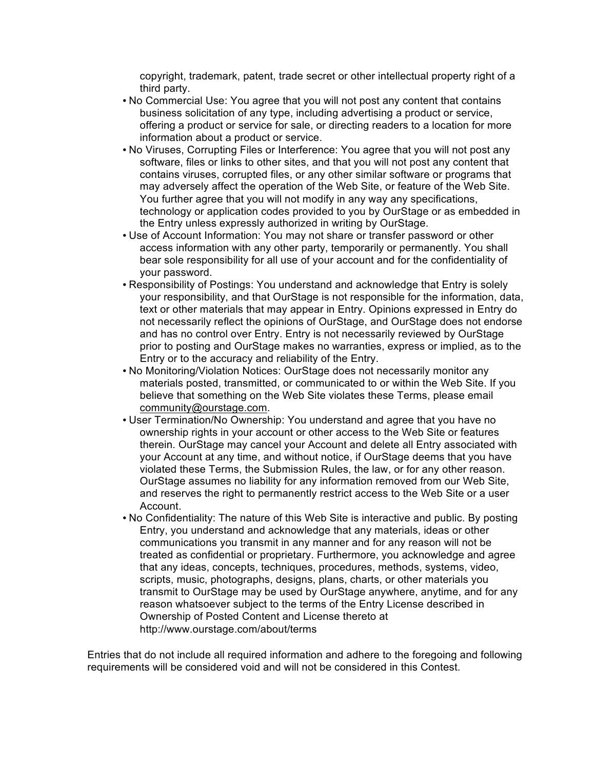copyright, trademark, patent, trade secret or other intellectual property right of a third party.

- No Commercial Use: You agree that you will not post any content that contains business solicitation of any type, including advertising a product or service, offering a product or service for sale, or directing readers to a location for more information about a product or service.
- No Viruses, Corrupting Files or Interference: You agree that you will not post any software, files or links to other sites, and that you will not post any content that contains viruses, corrupted files, or any other similar software or programs that may adversely affect the operation of the Web Site, or feature of the Web Site. You further agree that you will not modify in any way any specifications, technology or application codes provided to you by OurStage or as embedded in the Entry unless expressly authorized in writing by OurStage.
- Use of Account Information: You may not share or transfer password or other access information with any other party, temporarily or permanently. You shall bear sole responsibility for all use of your account and for the confidentiality of your password.
- Responsibility of Postings: You understand and acknowledge that Entry is solely your responsibility, and that OurStage is not responsible for the information, data, text or other materials that may appear in Entry. Opinions expressed in Entry do not necessarily reflect the opinions of OurStage, and OurStage does not endorse and has no control over Entry. Entry is not necessarily reviewed by OurStage prior to posting and OurStage makes no warranties, express or implied, as to the Entry or to the accuracy and reliability of the Entry.
- No Monitoring/Violation Notices: OurStage does not necessarily monitor any materials posted, transmitted, or communicated to or within the Web Site. If you believe that something on the Web Site violates these Terms, please email community@ourstage.com.
- User Termination/No Ownership: You understand and agree that you have no ownership rights in your account or other access to the Web Site or features therein. OurStage may cancel your Account and delete all Entry associated with your Account at any time, and without notice, if OurStage deems that you have violated these Terms, the Submission Rules, the law, or for any other reason. OurStage assumes no liability for any information removed from our Web Site, and reserves the right to permanently restrict access to the Web Site or a user Account.
- No Confidentiality: The nature of this Web Site is interactive and public. By posting Entry, you understand and acknowledge that any materials, ideas or other communications you transmit in any manner and for any reason will not be treated as confidential or proprietary. Furthermore, you acknowledge and agree that any ideas, concepts, techniques, procedures, methods, systems, video, scripts, music, photographs, designs, plans, charts, or other materials you transmit to OurStage may be used by OurStage anywhere, anytime, and for any reason whatsoever subject to the terms of the Entry License described in Ownership of Posted Content and License thereto at http://www.ourstage.com/about/terms

Entries that do not include all required information and adhere to the foregoing and following requirements will be considered void and will not be considered in this Contest.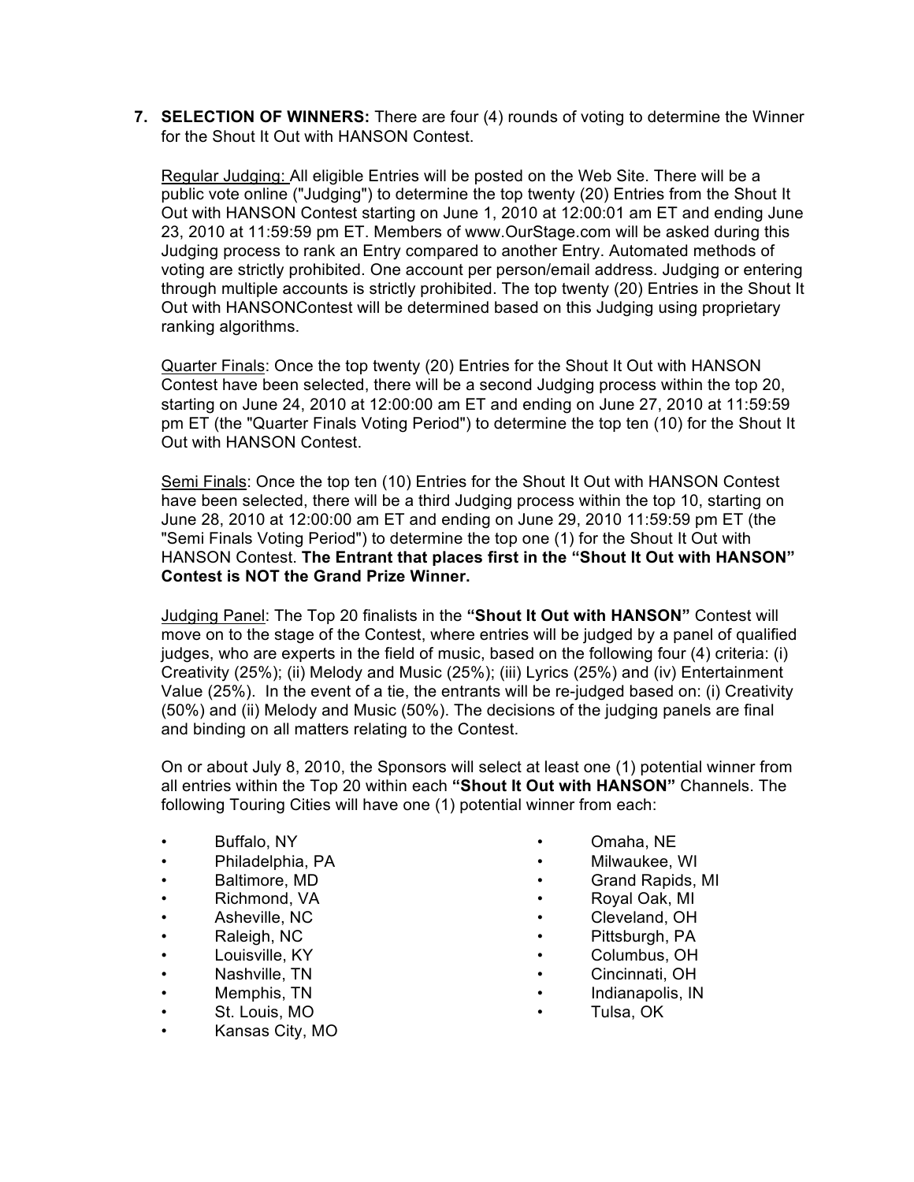7. **SELECTION OF WINNERS:** There are four (4) rounds of voting to determine the Winner for the Shout It Out with HANSON Contest.

Regular Judging: All eligible Entries will be posted on the Web Site. There will be a public vote online ("Judging") to determine the top twenty (20) Entries from the Shout It Out with HANSON Contest starting on June 1, 2010 at 12:00:01 am ET and ending June 23, 2010 at 11:59:59 pm ET. Members of www.OurStage.com will be asked during this Judging process to rank an Entry compared to another Entry. Automated methods of voting are strictly prohibited. One account per person/email address. Judging or entering through multiple accounts is strictly prohibited. The top twenty (20) Entries in the Shout It Out with HANSONContest will be determined based on this Judging using proprietary ranking algorithms.

Quarter Finals: Once the top twenty (20) Entries for the Shout It Out with HANSON Contest have been selected, there will be a second Judging process within the top 20, starting on June 24, 2010 at 12:00:00 am ET and ending on June 27, 2010 at 11:59:59 pm ET (the "Quarter Finals Voting Period") to determine the top ten (10) for the Shout It Out with HANSON Contest.

Semi Finals: Once the top ten (10) Entries for the Shout It Out with HANSON Contest have been selected, there will be a third Judging process within the top 10, starting on June 28, 2010 at 12:00:00 am ET and ending on June 29, 2010 11:59:59 pm ET (the "Semi Finals Voting Period") to determine the top one (1) for the Shout It Out with HANSON Contest. **The Entrant that places first in the "Shout It Out with HANSON" Contest is NOT the Grand Prize Winner.**

Judging Panel: The Top 20 finalists in the **"Shout It Out with HANSON"** Contest will move on to the stage of the Contest, where entries will be judged by a panel of qualified judges, who are experts in the field of music, based on the following four (4) criteria: (i) Creativity (25%); (ii) Melody and Music (25%); (iii) Lyrics (25%) and (iv) Entertainment Value (25%). In the event of a tie, the entrants will be re-judged based on: (i) Creativity (50%) and (ii) Melody and Music (50%). The decisions of the judging panels are final and binding on all matters relating to the Contest.

On or about July 8, 2010, the Sponsors will select at least one (1) potential winner from all entries within the Top 20 within each **"Shout It Out with HANSON"** Channels. The following Touring Cities will have one (1) potential winner from each:

- Buffalo, NY
- Philadelphia, PA
- Baltimore, MD
- Richmond, VA
- Asheville, NC
- Raleigh, NC
- Louisville, KY
- Nashville, TN
- Memphis, TN
- St. Louis, MO
- Kansas City, MO
- Omaha, NE
- Milwaukee, WI
- Grand Rapids, MI
- Royal Oak, MI
- Cleveland, OH
- Pittsburgh, PA
- Columbus, OH
- Cincinnati, OH
- Indianapolis, IN
- Tulsa, OK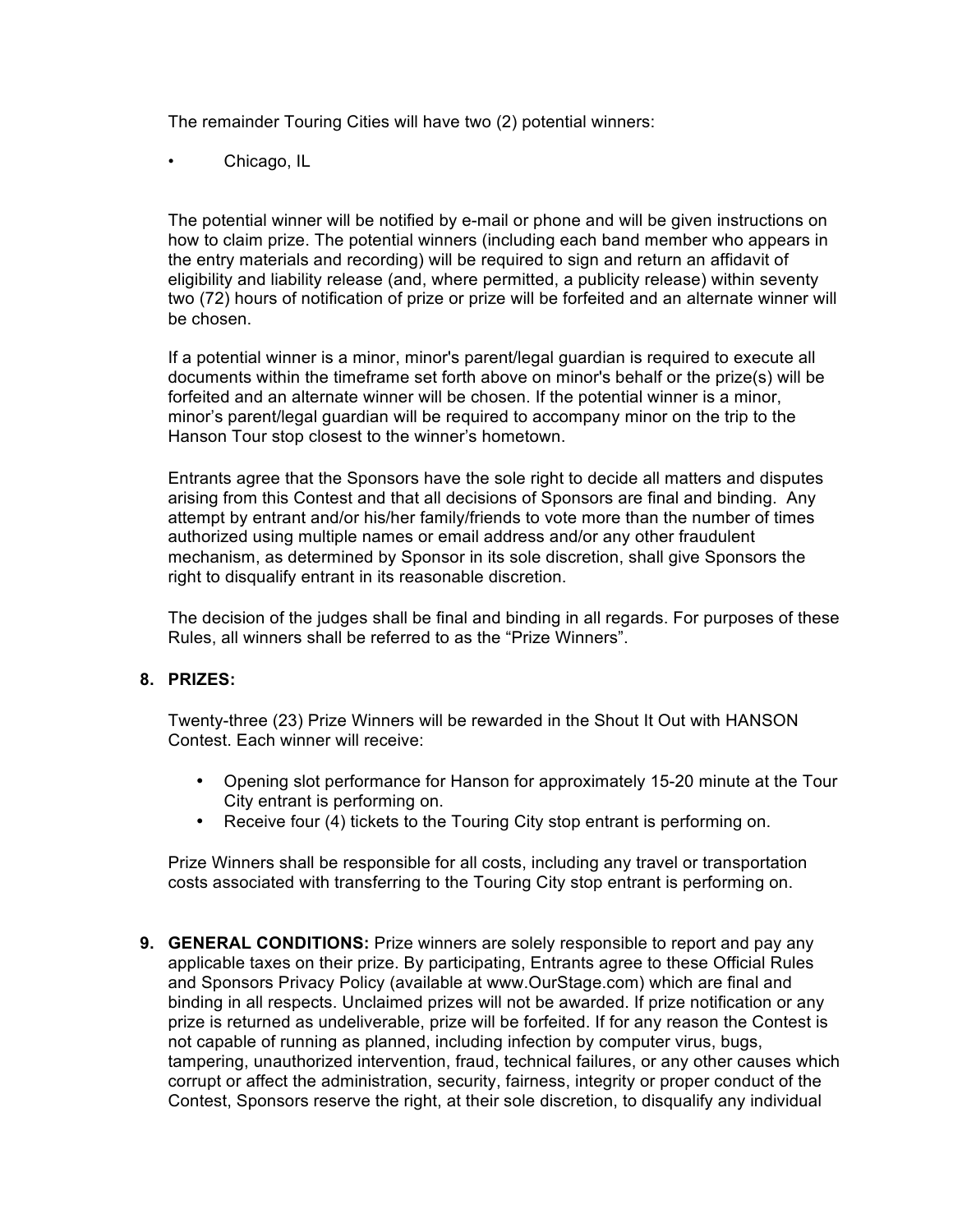The remainder Touring Cities will have two (2) potential winners:

- Chicago, IL

The potential winner will be notified by e-mail or phone and will be given instructions on how to claim prize. The potential winners (including each band member who appears in the entry materials and recording) will be required to sign and return an affidavit of eligibility and liability release (and, where permitted, a publicity release) within seventy two (72) hours of notification of prize or prize will be forfeited and an alternate winner will be chosen.

If a potential winner is a minor, minor's parent/legal guardian is required to execute all documents within the timeframe set forth above on minor's behalf or the prize(s) will be forfeited and an alternate winner will be chosen. If the potential winner is a minor, minor's parent/legal guardian will be required to accompany minor on the trip to the Hanson Tour stop closest to the winner's hometown.

Entrants agree that the Sponsors have the sole right to decide all matters and disputes arising from this Contest and that all decisions of Sponsors are final and binding. Any attempt by entrant and/or his/her family/friends to vote more than the number of times authorized using multiple names or email address and/or any other fraudulent mechanism, as determined by Sponsor in its sole discretion, shall give Sponsors the right to disqualify entrant in its reasonable discretion.

The decision of the judges shall be final and binding in all regards. For purposes of these Rules, all winners shall be referred to as the "Prize Winners".

**8. PRIZES:**

Twenty-three (23) Prize Winners will be rewarded in the Shout It Out with HANSON Contest. Each winner will receive:

- Opening slot performance for Hanson for approximately 15-20 minute at the Tour City entrant is performing on.
- Receive four (4) tickets to the Touring City stop entrant is performing on.

Prize Winners shall be responsible for all costs, including any travel or transportation costs associated with transferring to the Touring City stop entrant is performing on.

**9. GENERAL CONDITIONS:** Prize winners are solely responsible to report and pay any applicable taxes on their prize. By participating, Entrants agree to these Official Rules and Sponsors Privacy Policy (available at www.OurStage.com) which are final and binding in all respects. Unclaimed prizes will not be awarded. If prize notification or any prize is returned as undeliverable, prize will be forfeited. If for any reason the Contest is not capable of running as planned, including infection by computer virus, bugs, tampering, unauthorized intervention, fraud, technical failures, or any other causes which corrupt or affect the administration, security, fairness, integrity or proper conduct of the Contest, Sponsors reserve the right, at their sole discretion, to disqualify any individual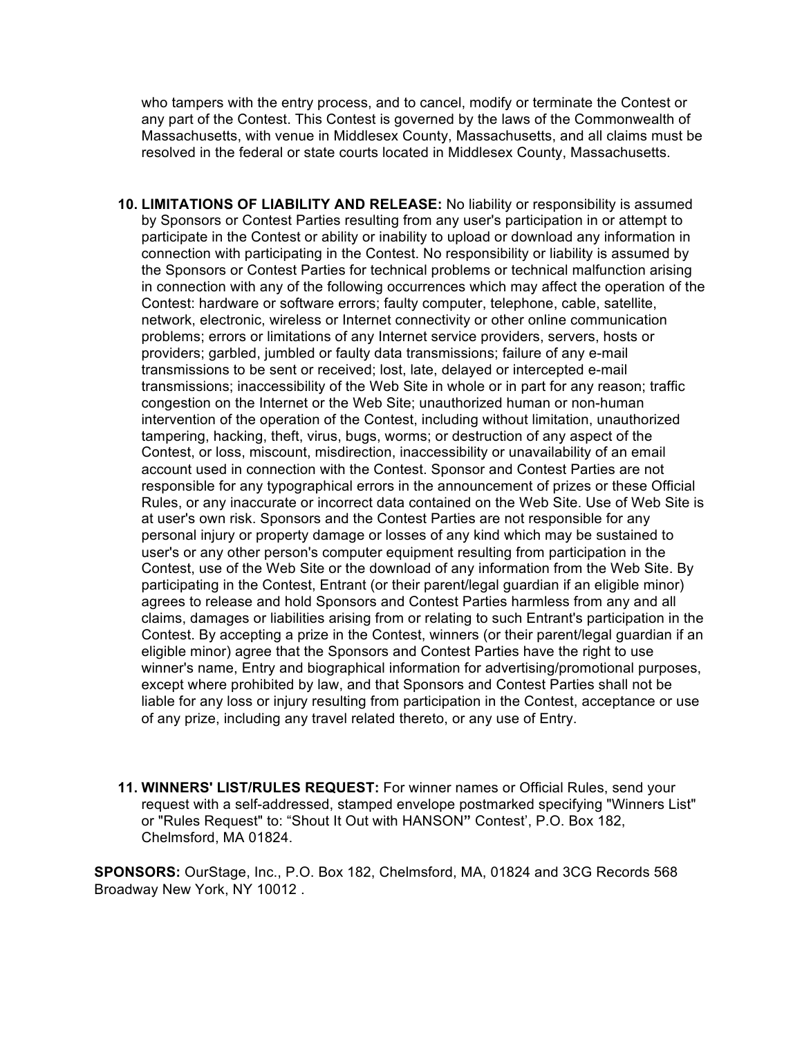who tampers with the entry process, and to cancel, modify or terminate the Contest or any part of the Contest. This Contest is governed by the laws of the Commonwealth of Massachusetts, with venue in Middlesex County, Massachusetts, and all claims must be resolved in the federal or state courts located in Middlesex County, Massachusetts.

10. **LIMITATIONS OF LIABILITY AND RELEASE:** No liability or responsibility is assumed by Sponsors or Contest Parties resulting from any user's participation in or attempt to participate in the Contest or ability or inability to upload or download any information in connection with participating in the Contest. No responsibility or liability is assumed by the Sponsors or Contest Parties for technical problems or technical malfunction arising in connection with any of the following occurrences which may affect the operation of the Contest: hardware or software errors; faulty computer, telephone, cable, satellite, network, electronic, wireless or Internet connectivity or other online communication problems; errors or limitations of any Internet service providers, servers, hosts or providers; garbled, jumbled or faulty data transmissions; failure of any e-mail transmissions to be sent or received; lost, late, delayed or intercepted e-mail transmissions; inaccessibility of the Web Site in whole or in part for any reason; traffic congestion on the Internet or the Web Site; unauthorized human or non-human intervention of the operation of the Contest, including without limitation, unauthorized tampering, hacking, theft, virus, bugs, worms; or destruction of any aspect of the Contest, or loss, miscount, misdirection, inaccessibility or unavailability of an email account used in connection with the Contest. Sponsor and Contest Parties are not responsible for any typographical errors in the announcement of prizes or these Official Rules, or any inaccurate or incorrect data contained on the Web Site. Use of Web Site is at user's own risk. Sponsors and the Contest Parties are not responsible for any personal injury or property damage or losses of any kind which may be sustained to user's or any other person's computer equipment resulting from participation in the Contest, use of the Web Site or the download of any information from the Web Site. By participating in the Contest, Entrant (or their parent/legal guardian if an eligible minor) agrees to release and hold Sponsors and Contest Parties harmless from any and all claims, damages or liabilities arising from or relating to such Entrant's participation in the Contest. By accepting a prize in the Contest, winners (or their parent/legal guardian if an eligible minor) agree that the Sponsors and Contest Parties have the right to use winner's name, Entry and biographical information for advertising/promotional purposes, except where prohibited by law, and that Sponsors and Contest Parties shall not be liable for any loss or injury resulting from participation in the Contest, acceptance or use of any prize, including any travel related thereto, or any use of Entry.

11. **WINNERS' LIST/RULES REQUEST:** For winner names or Official Rules, send your request with a self-addressed, stamped envelope postmarked specifying "Winners List" or "Rules Request" to: "Shout It Out with HANSON**"** Contest', P.O. Box 182, Chelmsford, MA 01824.

**SPONSORS:** OurStage, Inc., P.O. Box 182, Chelmsford, MA, 01824 and 3CG Records 568 Broadway New York, NY 10012 .